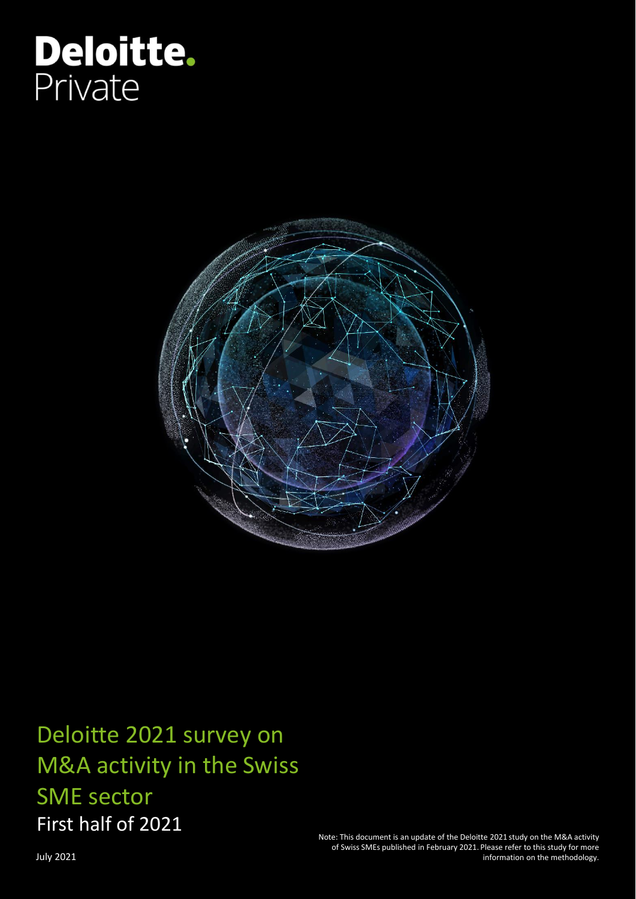Deloitte.
Private

# Deloitte 2021 survey on M&A activity in the Swiss SME sector

## First half of 2021

July 2021

Note: This document is an update of the Deloitte 2021 study on the M&A activity of Swiss SMEs published in February 2021. Please refer to this study for more information on the methodology.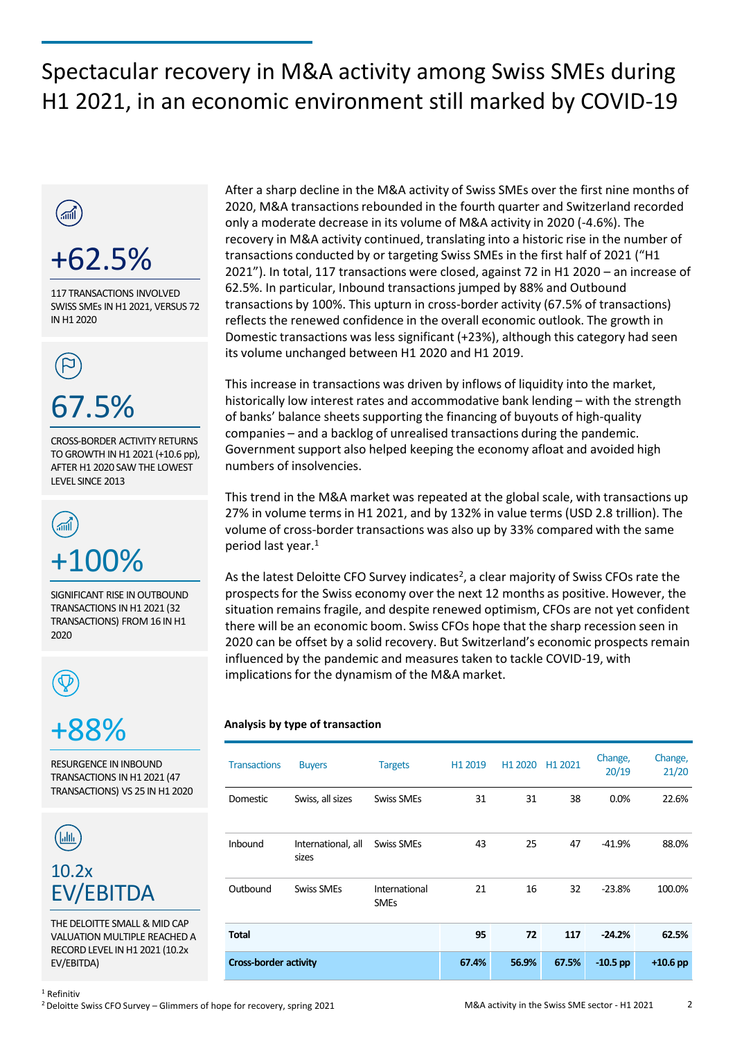# Spectacular recovery in M&A activity among Swiss SMEs during H1 2021, in an economic environment still marked by COVID-19

**+62.5%**

117 TRANSACTIONS INVOLVED SWISS SMEs IN H1 2021, VERSUS 72 IN H1 2020

**67.5%**

CROSS-BORDER ACTIVITY RETURNS TO GROWTH IN H1 2021 (+10.6 pp), AFTER H1 2020 SAW THE LOWEST LEVEL SINCE 2013

**+100%**

SIGNIFICANT RISE IN OUTBOUND TRANSACTIONS IN H1 2021 (32 TRANSACTIONS) FROM 16 IN H1 2020

**+88%**

RESURGENCE IN INBOUND TRANSACTIONS IN H1 2021 (47 TRANSACTIONS) VS 25 IN H1 2020

**10.2x EV/EBITDA**

THE DELOITTE SMALL & MID CAP VALUATION MULTIPLE REACHED A RECORD LEVEL IN H1 2021 (10.2x EV/EBITDA)

After a sharp decline in the M&A activity of Swiss SMEs over the first nine months of 2020, M&A transactions rebounded in the fourth quarter and Switzerland recorded only a moderate decrease in its volume of M&A activity in 2020 (-4.6%). The recovery in M&A activity continued, translating into a historic rise in the number of transactions conducted by or targeting Swiss SMEs in the first half of 2021 ("H1 2021"). In total, 117 transactions were closed, against 72 in H1 2020 – an increase of 62.5%. In particular, Inbound transactions jumped by 88% and Outbound transactions by 100%. This upturn in cross-border activity (67.5% of transactions) reflects the renewed confidence in the overall economic outlook. The growth in Domestic transactions was less significant (+23%), although this category had seen its volume unchanged between H1 2020 and H1 2019.

This increase in transactions was driven by inflows of liquidity into the market, historically low interest rates and accommodative bank lending – with the strength of banks' balance sheets supporting the financing of buyouts of high-quality companies – and a backlog of unrealised transactions during the pandemic. Government support also helped keeping the economy afloat and avoided high numbers of insolvencies.

This trend in the M&A market was repeated at the global scale, with transactions up 27% in volume terms in H1 2021, and by 132% in value terms (USD 2.8 trillion). The volume of cross-border transactions was also up by 33% compared with the same period last year.[1]

As the latest Deloitte CFO Survey indicates[2], a clear majority of Swiss CFOs rate the prospects for the Swiss economy over the next 12 months as positive. However, the situation remains fragile, and despite renewed optimism, CFOs are not yet confident there will be an economic boom. Swiss CFOs hope that the sharp recession seen in 2020 can be offset by a solid recovery. But Switzerland's economic prospects remain influenced by the pandemic and measures taken to tackle COVID-19, with implications for the dynamism of the M&A market.

**Analysis by type of transaction**

| Transactions | Buyers | Targets | H1 2019 | H1 2020 | H1 2021 | Change, 20/19 | Change, 21/20 |
|---|---|---|---|---|---|---|---|
| Domestic | Swiss, all sizes | Swiss SMEs | 31 | 31 | 38 | 0.0% | 22.6% |
| Inbound | International, all sizes | Swiss SMEs | 43 | 25 | 47 | -41.9% | 88.0% |
| Outbound | Swiss SMEs | International SMEs | 21 | 16 | 32 | -23.8% | 100.0% |
| **Total** | | | **95** | **72** | **117** | **-24.2%** | **62.5%** |
| **Cross-border activity** | | | **67.4%** | **56.9%** | **67.5%** | **-10.5 pp** | **+10.6 pp** |

[1] Refinitiv

[2] Deloitte Swiss CFO Survey – Glimmers of hope for recovery, spring 2021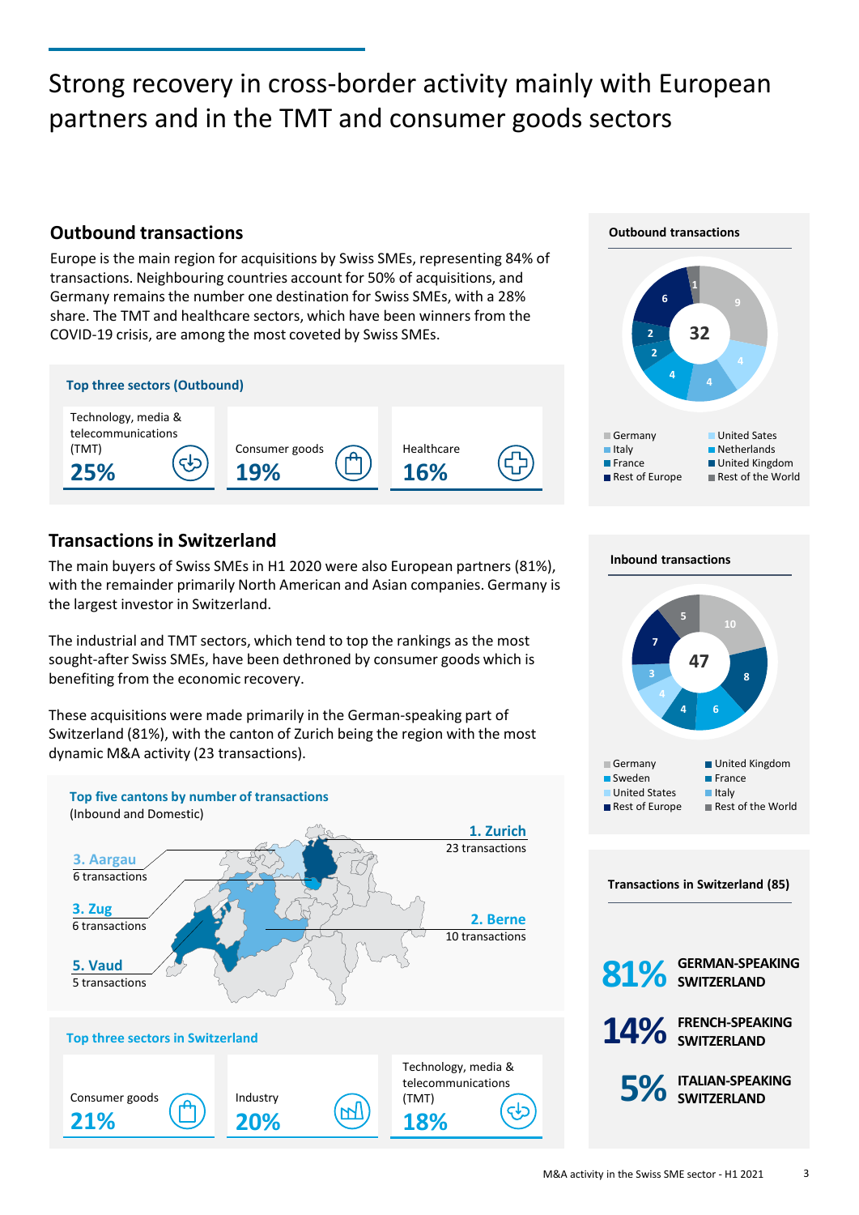# Strong recovery in cross-border activity mainly with European partners and in the TMT and consumer goods sectors

## Outbound transactions

Europe is the main region for acquisitions by Swiss SMEs, representing 84% of transactions. Neighbouring countries account for 50% of acquisitions, and Germany remains the number one destination for Swiss SMEs, with a 28% share. The TMT and healthcare sectors, which have been winners from the COVID-19 crisis, are among the most coveted by Swiss SMEs.

### Top three sectors (Outbound)

| Sector | Share |
|---|---|
| Technology, media & telecommunications (TMT) | 25% |
| Consumer goods | 19% |
| Healthcare | 16% |

### Outbound transactions

Total: 32

| Country | Transactions |
|---|---|
| Germany | 9 |
| United Sates | 4 |
| Italy | 4 |
| Netherlands | 4 |
| France | 2 |
| United Kingdom | 2 |
| Rest of Europe | 6 |
| Rest of the World | 1 |

## Transactions in Switzerland

The main buyers of Swiss SMEs in H1 2020 were also European partners (81%), with the remainder primarily North American and Asian companies. Germany is the largest investor in Switzerland.

The industrial and TMT sectors, which tend to top the rankings as the most sought-after Swiss SMEs, have been dethroned by consumer goods which is benefiting from the economic recovery.

These acquisitions were made primarily in the German-speaking part of Switzerland (81%), with the canton of Zurich being the region with the most dynamic M&A activity (23 transactions).

### Inbound transactions

Total: 47

| Country | Transactions |
|---|---|
| Germany | 10 |
| United Kingdom | 8 |
| Sweden | 6 |
| France | 4 |
| United States | 4 |
| Italy | 3 |
| Rest of Europe | 7 |
| Rest of the World | 5 |

### Top five cantons by number of transactions (Inbound and Domestic)

| Rank | Canton | Transactions |
|---|---|---|
| 1. | Zurich | 23 transactions |
| 2. | Berne | 10 transactions |
| 3. | Aargau | 6 transactions |
| 3. | Zug | 6 transactions |
| 5. | Vaud | 5 transactions |

### Transactions in Switzerland (85)

- **81%** GERMAN-SPEAKING SWITZERLAND
- **14%** FRENCH-SPEAKING SWITZERLAND
- **5%** ITALIAN-SPEAKING SWITZERLAND

### Top three sectors in Switzerland

| Sector | Share |
|---|---|
| Consumer goods | 21% |
| Industry | 20% |
| Technology, media & telecommunications (TMT) | 18% |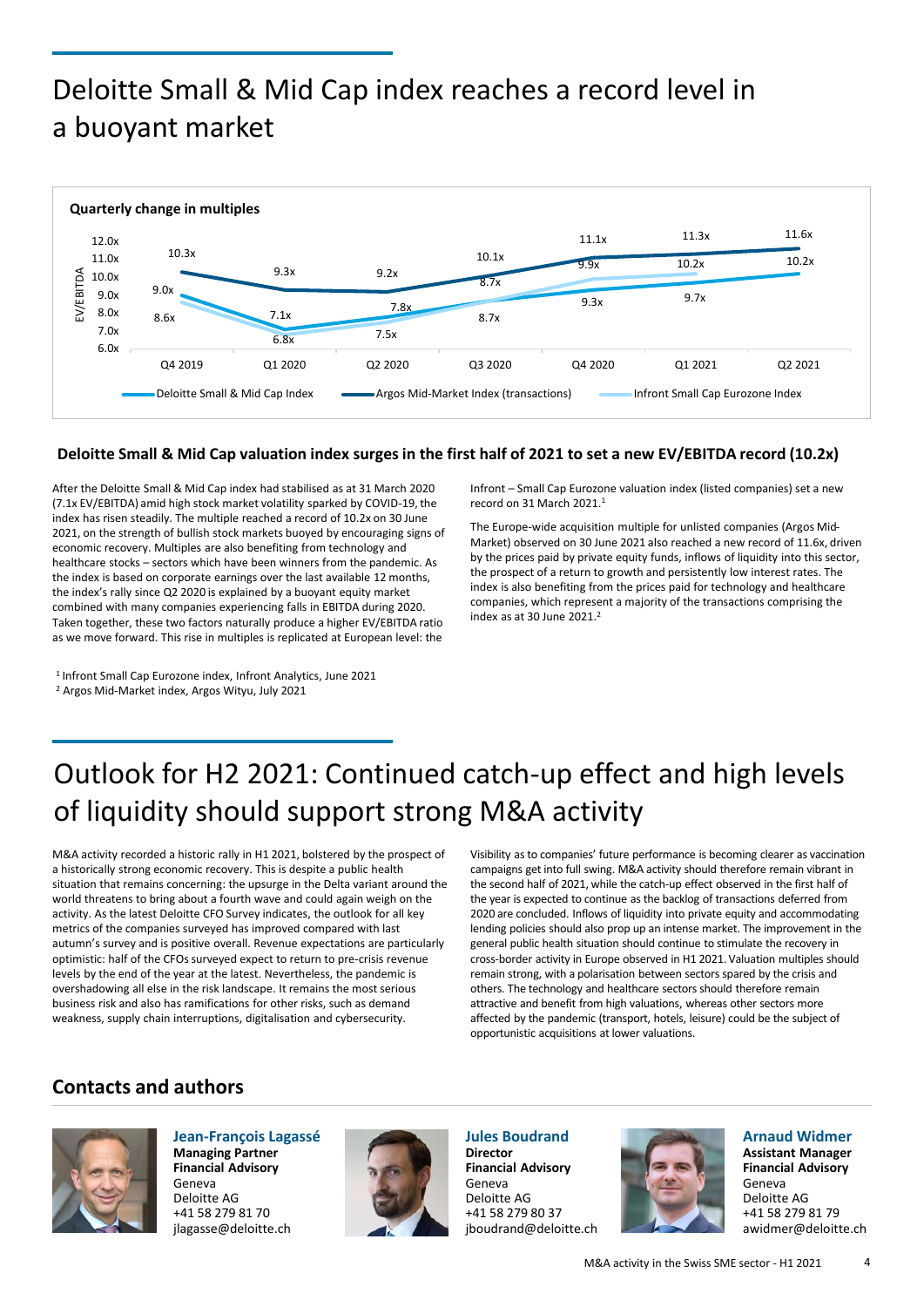# Deloitte Small & Mid Cap index reaches a record level in a buoyant market

**Quarterly change in multiples**

| EV/EBITDA | Q4 2019 | Q1 2020 | Q2 2020 | Q3 2020 | Q4 2020 | Q1 2021 | Q2 2021 |
|---|---|---|---|---|---|---|---|
| Deloitte Small & Mid Cap Index | 9.0x | 7.1x | 7.8x | 8.7x | 9.3x | 9.7x | 10.2x |
| Argos Mid-Market Index (transactions) | 10.3x | 9.3x | 9.2x | 10.1x | 11.1x | 11.3x | 11.6x |
| Infront Small Cap Eurozone Index | 8.6x | 6.8x | 7.5x | 8.7x | 9.9x | 10.2x | |

### Deloitte Small & Mid Cap valuation index surges in the first half of 2021 to set a new EV/EBITDA record (10.2x)

After the Deloitte Small & Mid Cap index had stabilised as at 31 March 2020 (7.1x EV/EBITDA) amid high stock market volatility sparked by COVID-19, the index has risen steadily. The multiple reached a record of 10.2x on 30 June 2021, on the strength of bullish stock markets buoyed by encouraging signs of economic recovery. Multiples are also benefiting from technology and healthcare stocks – sectors which have been winners from the pandemic. As the index is based on corporate earnings over the last available 12 months, the index's rally since Q2 2020 is explained by a buoyant equity market combined with many companies experiencing falls in EBITDA during 2020. Taken together, these two factors naturally produce a higher EV/EBITDA ratio as we move forward. This rise in multiples is replicated at European level: the Infront – Small Cap Eurozone valuation index (listed companies) set a new record on 31 March 2021.[1]

The Europe-wide acquisition multiple for unlisted companies (Argos Mid-Market) observed on 30 June 2021 also reached a new record of 11.6x, driven by the prices paid by private equity funds, inflows of liquidity into this sector, the prospect of a return to growth and persistently low interest rates. The index is also benefiting from the prices paid for technology and healthcare companies, which represent a majority of the transactions comprising the index as at 30 June 2021.[2]

[1] Infront Small Cap Eurozone index, Infront Analytics, June 2021

[2] Argos Mid-Market index, Argos Wityu, July 2021

# Outlook for H2 2021: Continued catch-up effect and high levels of liquidity should support strong M&A activity

M&A activity recorded a historic rally in H1 2021, bolstered by the prospect of a historically strong economic recovery. This is despite a public health situation that remains concerning: the upsurge in the Delta variant around the world threatens to bring about a fourth wave and could again weigh on the activity. As the latest Deloitte CFO Survey indicates, the outlook for all key metrics of the companies surveyed has improved compared with last autumn's survey and is positive overall. Revenue expectations are particularly optimistic: half of the CFOs surveyed expect to return to pre-crisis revenue levels by the end of the year at the latest. Nevertheless, the pandemic is overshadowing all else in the risk landscape. It remains the most serious business risk and also has ramifications for other risks, such as demand weakness, supply chain interruptions, digitalisation and cybersecurity.

Visibility as to companies' future performance is becoming clearer as vaccination campaigns get into full swing. M&A activity should therefore remain vibrant in the second half of 2021, while the catch-up effect observed in the first half of the year is expected to continue as the backlog of transactions deferred from 2020 are concluded. Inflows of liquidity into private equity and accommodating lending policies should also prop up an intense market. The improvement in the general public health situation should continue to stimulate the recovery in cross-border activity in Europe observed in H1 2021. Valuation multiples should remain strong, with a polarisation between sectors spared by the crisis and others. The technology and healthcare sectors should therefore remain attractive and benefit from high valuations, whereas other sectors more affected by the pandemic (transport, hotels, leisure) could be the subject of opportunistic acquisitions at lower valuations.

## Contacts and authors

**Jean-François Lagassé**
**Managing Partner**
**Financial Advisory**
Geneva
Deloitte AG
+41 58 279 81 70
jlagasse@deloitte.ch

**Jules Boudrand**
**Director**
**Financial Advisory**
Geneva
Deloitte AG
+41 58 279 80 37
jboudrand@deloitte.ch

**Arnaud Widmer**
**Assistant Manager**
**Financial Advisory**
Geneva
Deloitte AG
+41 58 279 81 79
awidmer@deloitte.ch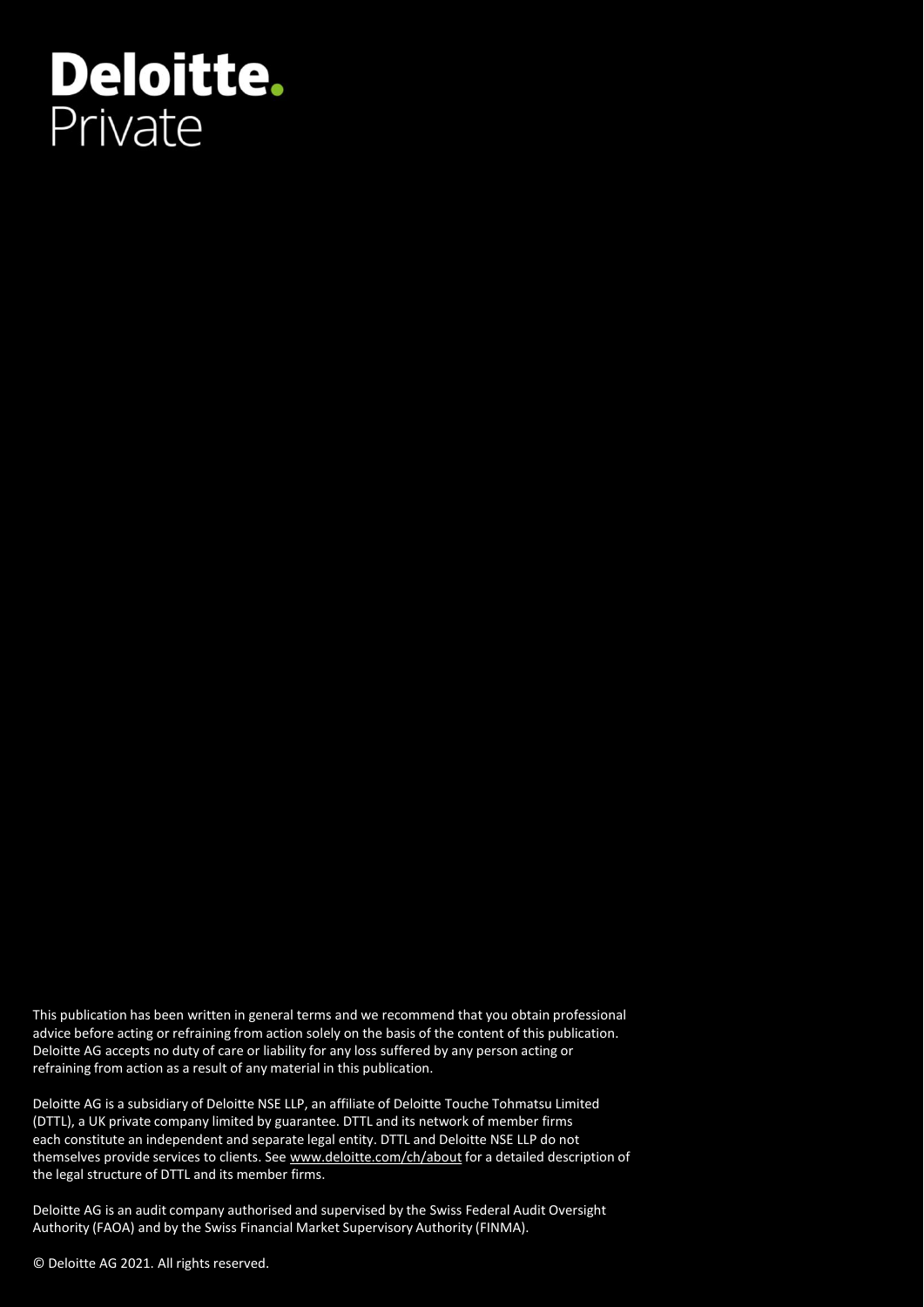# Deloitte.
Private

This publication has been written in general terms and we recommend that you obtain professional advice before acting or refraining from action solely on the basis of the content of this publication. Deloitte AG accepts no duty of care or liability for any loss suffered by any person acting or refraining from action as a result of any material in this publication.

Deloitte AG is a subsidiary of Deloitte NSE LLP, an affiliate of Deloitte Touche Tohmatsu Limited (DTTL), a UK private company limited by guarantee. DTTL and its network of member firms each constitute an independent and separate legal entity. DTTL and Deloitte NSE LLP do not themselves provide services to clients. See www.deloitte.com/ch/about for a detailed description of the legal structure of DTTL and its member firms.

Deloitte AG is an audit company authorised and supervised by the Swiss Federal Audit Oversight Authority (FAOA) and by the Swiss Financial Market Supervisory Authority (FINMA).

© Deloitte AG 2021. All rights reserved.